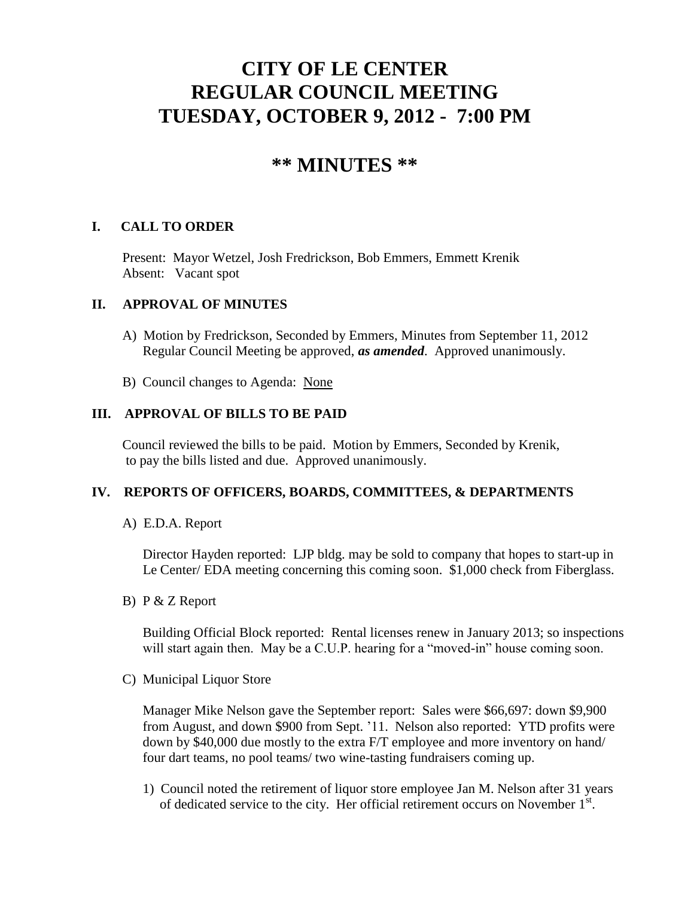# CITY OF LE CENTER
# REGULAR COUNCIL MEETING
# TUESDAY, OCTOBER 9, 2012 - 7:00 PM

## ** MINUTES **

### I. CALL TO ORDER

Present: Mayor Wetzel, Josh Fredrickson, Bob Emmers, Emmett Krenik
Absent: Vacant spot

### II. APPROVAL OF MINUTES

A) Motion by Fredrickson, Seconded by Emmers, Minutes from September 11, 2012 Regular Council Meeting be approved, ***as amended***. Approved unanimously.

B) Council changes to Agenda: None

### III. APPROVAL OF BILLS TO BE PAID

Council reviewed the bills to be paid. Motion by Emmers, Seconded by Krenik, to pay the bills listed and due. Approved unanimously.

### IV. REPORTS OF OFFICERS, BOARDS, COMMITTEES, & DEPARTMENTS

A) E.D.A. Report

Director Hayden reported: LJP bldg. may be sold to company that hopes to start-up in Le Center/ EDA meeting concerning this coming soon. $1,000 check from Fiberglass.

B) P & Z Report

Building Official Block reported: Rental licenses renew in January 2013; so inspections will start again then. May be a C.U.P. hearing for a "moved-in" house coming soon.

C) Municipal Liquor Store

Manager Mike Nelson gave the September report: Sales were $66,697: down $9,900 from August, and down $900 from Sept. '11. Nelson also reported: YTD profits were down by $40,000 due mostly to the extra F/T employee and more inventory on hand/ four dart teams, no pool teams/ two wine-tasting fundraisers coming up.

1) Council noted the retirement of liquor store employee Jan M. Nelson after 31 years of dedicated service to the city. Her official retirement occurs on November 1st.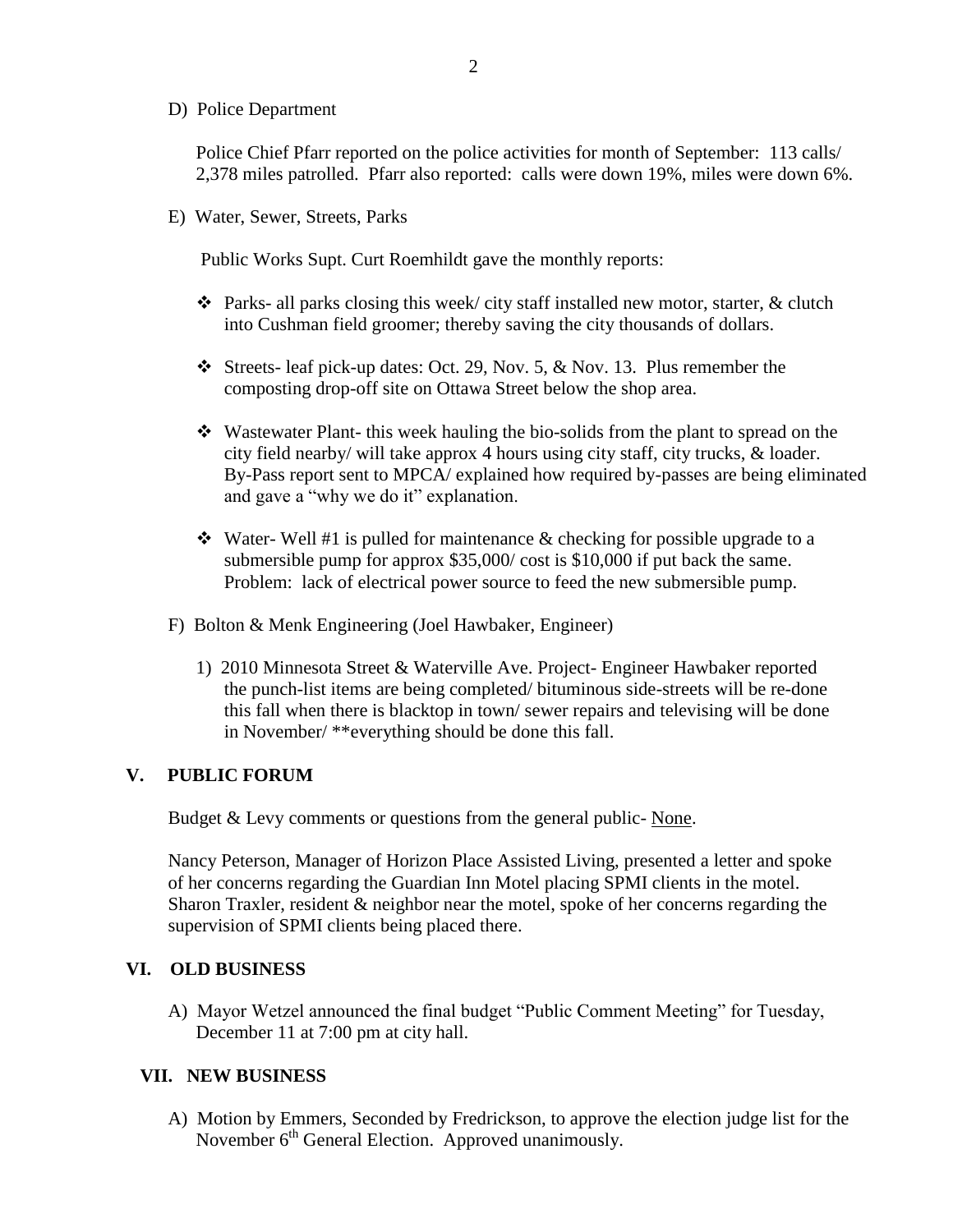D) Police Department

Police Chief Pfarr reported on the police activities for month of September: 113 calls/ 2,378 miles patrolled. Pfarr also reported: calls were down 19%, miles were down 6%.

E) Water, Sewer, Streets, Parks

Public Works Supt. Curt Roemhildt gave the monthly reports:

- Parks- all parks closing this week/ city staff installed new motor, starter, & clutch into Cushman field groomer; thereby saving the city thousands of dollars.
- Streets- leaf pick-up dates: Oct. 29, Nov. 5, & Nov. 13. Plus remember the composting drop-off site on Ottawa Street below the shop area.
- Wastewater Plant- this week hauling the bio-solids from the plant to spread on the city field nearby/ will take approx 4 hours using city staff, city trucks, & loader. By-Pass report sent to MPCA/ explained how required by-passes are being eliminated and gave a "why we do it" explanation.
- Water- Well #1 is pulled for maintenance & checking for possible upgrade to a submersible pump for approx $35,000/ cost is $10,000 if put back the same. Problem: lack of electrical power source to feed the new submersible pump.

F) Bolton & Menk Engineering (Joel Hawbaker, Engineer)

1) 2010 Minnesota Street & Waterville Ave. Project- Engineer Hawbaker reported the punch-list items are being completed/ bituminous side-streets will be re-done this fall when there is blacktop in town/ sewer repairs and televising will be done in November/ **everything should be done this fall.

## V. PUBLIC FORUM

Budget & Levy comments or questions from the general public- None.

Nancy Peterson, Manager of Horizon Place Assisted Living, presented a letter and spoke of her concerns regarding the Guardian Inn Motel placing SPMI clients in the motel. Sharon Traxler, resident & neighbor near the motel, spoke of her concerns regarding the supervision of SPMI clients being placed there.

## VI. OLD BUSINESS

A) Mayor Wetzel announced the final budget "Public Comment Meeting" for Tuesday, December 11 at 7:00 pm at city hall.

## VII. NEW BUSINESS

A) Motion by Emmers, Seconded by Fredrickson, to approve the election judge list for the November 6th General Election. Approved unanimously.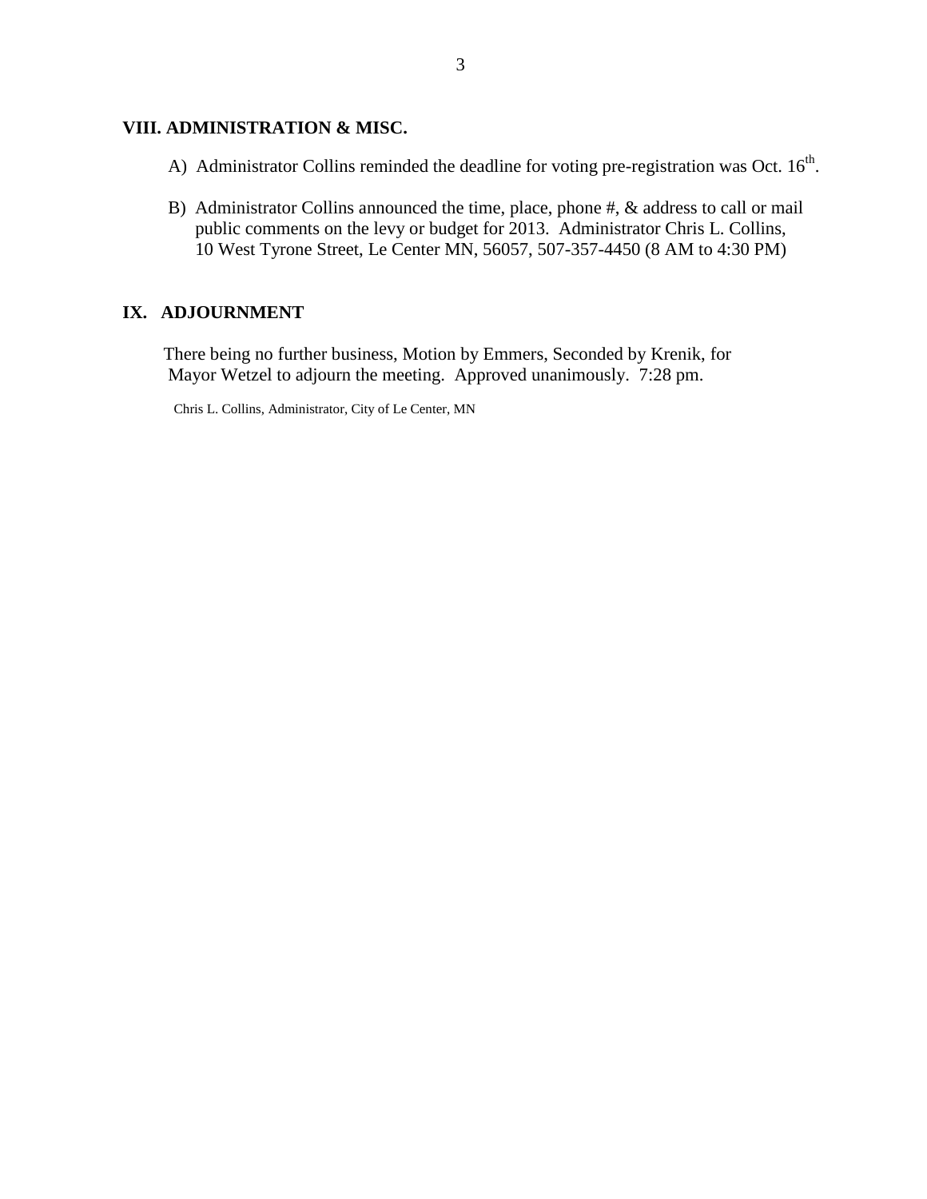## VIII. ADMINISTRATION & MISC.

A) Administrator Collins reminded the deadline for voting pre-registration was Oct. 16th.

B) Administrator Collins announced the time, place, phone #, & address to call or mail public comments on the levy or budget for 2013. Administrator Chris L. Collins, 10 West Tyrone Street, Le Center MN, 56057, 507-357-4450 (8 AM to 4:30 PM)

## IX. ADJOURNMENT

There being no further business, Motion by Emmers, Seconded by Krenik, for Mayor Wetzel to adjourn the meeting. Approved unanimously. 7:28 pm.

Chris L. Collins, Administrator, City of Le Center, MN